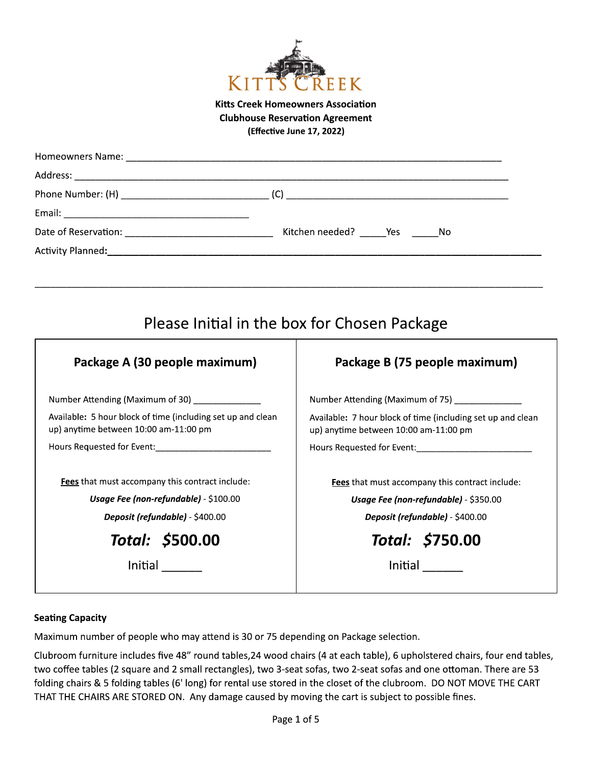KITTS CREEK

**Kitts Creek Homeowners Association**
**Clubhouse Reservation Agreement**
**(Effective June 17, 2022)**

Homeowners Name: ______________________________________________________________

Address: _____________________________________________________________________

Phone Number: (H) ___________________________ (C) ___________________________________

Email: ___________________________________

Date of Reservation: ___________________________ Kitchen needed? _____Yes _____No

Activity Planned:________________________________________________________________

_____________________________________________________________________________

## Please Initial in the box for Chosen Package

| **Package A (30 people maximum)** | **Package B (75 people maximum)** |
|---|---|
| Number Attending (Maximum of 30) _____________ | Number Attending (Maximum of 75) _____________ |
| Available**:** 5 hour block of time (including set up and clean up) anytime between 10:00 am-11:00 pm | Available**:** 7 hour block of time (including set up and clean up) anytime between 10:00 am-11:00 pm |
| Hours Requested for Event:_______________________ | Hours Requested for Event:_______________________ |
| **Fees** that must accompany this contract include: | **Fees** that must accompany this contract include: |
| ***Usage Fee (non-refundable)*** - $100.00 | ***Usage Fee (non-refundable)*** - $350.00 |
| ***Deposit (refundable)*** - $400.00 | ***Deposit (refundable)*** - $400.00 |
| ***Total:* $500.00** | ***Total:* $750.00** |
| Initial ______ | Initial ______ |

**Seating Capacity**

Maximum number of people who may attend is 30 or 75 depending on Package selection.

Clubroom furniture includes five 48" round tables,24 wood chairs (4 at each table), 6 upholstered chairs, four end tables, two coffee tables (2 square and 2 small rectangles), two 3-seat sofas, two 2-seat sofas and one ottoman. There are 53 folding chairs & 5 folding tables (6' long) for rental use stored in the closet of the clubroom. DO NOT MOVE THE CART THAT THE CHAIRS ARE STORED ON. Any damage caused by moving the cart is subject to possible fines.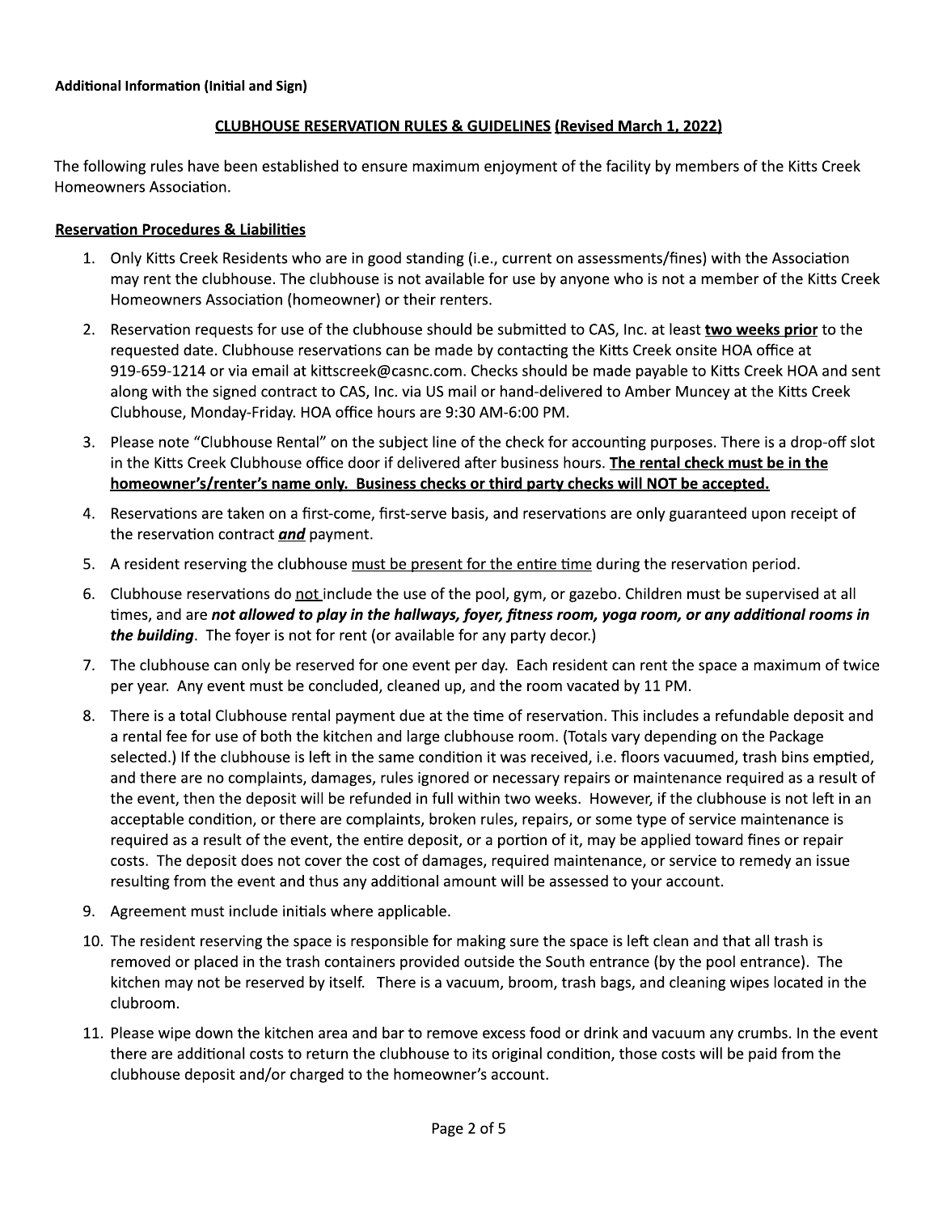**Additional Information (Initial and Sign)**

## <u>CLUBHOUSE RESERVATION RULES & GUIDELINES (Revised March 1, 2022)</u>

The following rules have been established to ensure maximum enjoyment of the facility by members of the Kitts Creek Homeowners Association.

### <u>Reservation Procedures & Liabilities</u>

1. Only Kitts Creek Residents who are in good standing (i.e., current on assessments/fines) with the Association may rent the clubhouse. The clubhouse is not available for use by anyone who is not a member of the Kitts Creek Homeowners Association (homeowner) or their renters.
2. Reservation requests for use of the clubhouse should be submitted to CAS, Inc. at least **<u>two weeks prior</u>** to the requested date. Clubhouse reservations can be made by contacting the Kitts Creek onsite HOA office at 919-659-1214 or via email at kittscreek@casnc.com. Checks should be made payable to Kitts Creek HOA and sent along with the signed contract to CAS, Inc. via US mail or hand-delivered to Amber Muncey at the Kitts Creek Clubhouse, Monday-Friday. HOA office hours are 9:30 AM-6:00 PM.
3. Please note "Clubhouse Rental" on the subject line of the check for accounting purposes. There is a drop-off slot in the Kitts Creek Clubhouse office door if delivered after business hours. **<u>The rental check must be in the homeowner's/renter's name only. Business checks or third party checks will NOT be accepted.</u>**
4. Reservations are taken on a first-come, first-serve basis, and reservations are only guaranteed upon receipt of the reservation contract ***<u>and</u>*** payment.
5. A resident reserving the clubhouse <u>must be present for the entire time</u> during the reservation period.
6. Clubhouse reservations do <u>not</u> include the use of the pool, gym, or gazebo. Children must be supervised at all times, and are ***not allowed to play in the hallways, foyer, fitness room, yoga room, or any additional rooms in the building***. The foyer is not for rent (or available for any party decor.)
7. The clubhouse can only be reserved for one event per day. Each resident can rent the space a maximum of twice per year. Any event must be concluded, cleaned up, and the room vacated by 11 PM.
8. There is a total Clubhouse rental payment due at the time of reservation. This includes a refundable deposit and a rental fee for use of both the kitchen and large clubhouse room. (Totals vary depending on the Package selected.) If the clubhouse is left in the same condition it was received, i.e. floors vacuumed, trash bins emptied, and there are no complaints, damages, rules ignored or necessary repairs or maintenance required as a result of the event, then the deposit will be refunded in full within two weeks. However, if the clubhouse is not left in an acceptable condition, or there are complaints, broken rules, repairs, or some type of service maintenance is required as a result of the event, the entire deposit, or a portion of it, may be applied toward fines or repair costs. The deposit does not cover the cost of damages, required maintenance, or service to remedy an issue resulting from the event and thus any additional amount will be assessed to your account.
9. Agreement must include initials where applicable.
10. The resident reserving the space is responsible for making sure the space is left clean and that all trash is removed or placed in the trash containers provided outside the South entrance (by the pool entrance). The kitchen may not be reserved by itself. There is a vacuum, broom, trash bags, and cleaning wipes located in the clubroom.
11. Please wipe down the kitchen area and bar to remove excess food or drink and vacuum any crumbs. In the event there are additional costs to return the clubhouse to its original condition, those costs will be paid from the clubhouse deposit and/or charged to the homeowner's account.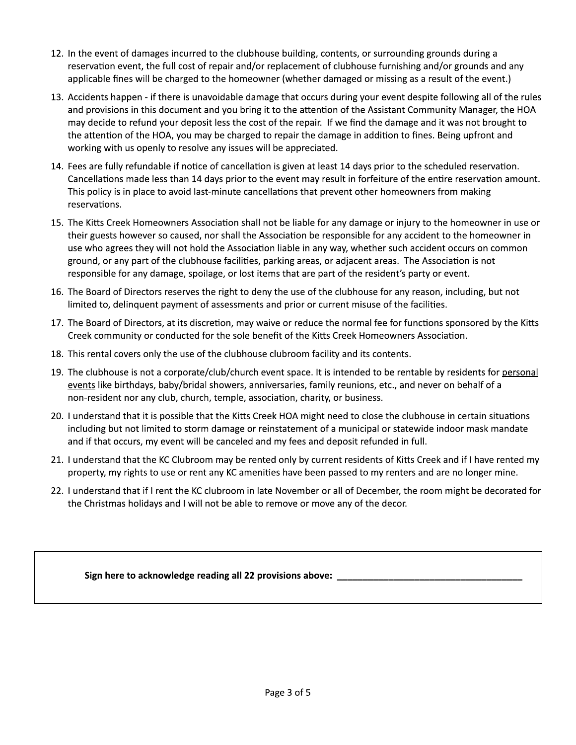12. In the event of damages incurred to the clubhouse building, contents, or surrounding grounds during a reservation event, the full cost of repair and/or replacement of clubhouse furnishing and/or grounds and any applicable fines will be charged to the homeowner (whether damaged or missing as a result of the event.)
13. Accidents happen - if there is unavoidable damage that occurs during your event despite following all of the rules and provisions in this document and you bring it to the attention of the Assistant Community Manager, the HOA may decide to refund your deposit less the cost of the repair. If we find the damage and it was not brought to the attention of the HOA, you may be charged to repair the damage in addition to fines. Being upfront and working with us openly to resolve any issues will be appreciated.
14. Fees are fully refundable if notice of cancellation is given at least 14 days prior to the scheduled reservation. Cancellations made less than 14 days prior to the event may result in forfeiture of the entire reservation amount. This policy is in place to avoid last-minute cancellations that prevent other homeowners from making reservations.
15. The Kitts Creek Homeowners Association shall not be liable for any damage or injury to the homeowner in use or their guests however so caused, nor shall the Association be responsible for any accident to the homeowner in use who agrees they will not hold the Association liable in any way, whether such accident occurs on common ground, or any part of the clubhouse facilities, parking areas, or adjacent areas. The Association is not responsible for any damage, spoilage, or lost items that are part of the resident's party or event.
16. The Board of Directors reserves the right to deny the use of the clubhouse for any reason, including, but not limited to, delinquent payment of assessments and prior or current misuse of the facilities.
17. The Board of Directors, at its discretion, may waive or reduce the normal fee for functions sponsored by the Kitts Creek community or conducted for the sole benefit of the Kitts Creek Homeowners Association.
18. This rental covers only the use of the clubhouse clubroom facility and its contents.
19. The clubhouse is not a corporate/club/church event space. It is intended to be rentable by residents for <u>personal events</u> like birthdays, baby/bridal showers, anniversaries, family reunions, etc., and never on behalf of a non-resident nor any club, church, temple, association, charity, or business.
20. I understand that it is possible that the Kitts Creek HOA might need to close the clubhouse in certain situations including but not limited to storm damage or reinstatement of a municipal or statewide indoor mask mandate and if that occurs, my event will be canceled and my fees and deposit refunded in full.
21. I understand that the KC Clubroom may be rented only by current residents of Kitts Creek and if I have rented my property, my rights to use or rent any KC amenities have been passed to my renters and are no longer mine.
22. I understand that if I rent the KC clubroom in late November or all of December, the room might be decorated for the Christmas holidays and I will not be able to remove or move any of the decor.

**Sign here to acknowledge reading all 22 provisions above:** ____________________________________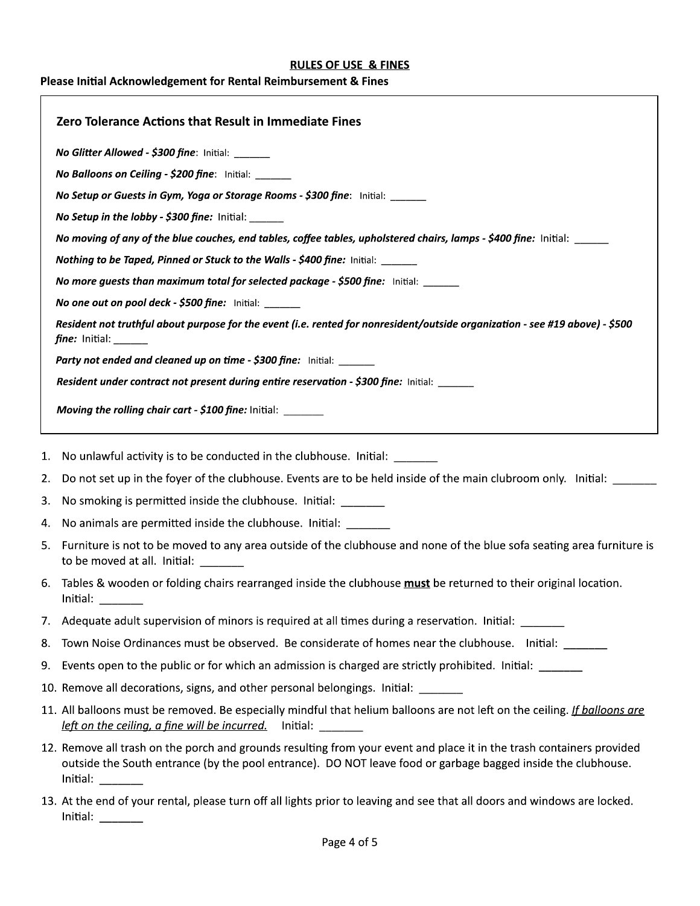## RULES OF USE & FINES

**Please Initial Acknowledgement for Rental Reimbursement & Fines**

### Zero Tolerance Actions that Result in Immediate Fines

***No Glitter Allowed - $300 fine***: Initial: ______

***No Balloons on Ceiling - $200 fine***: Initial: ______

***No Setup or Guests in Gym, Yoga or Storage Rooms - $300 fine***: Initial: ______

***No Setup in the lobby - $300 fine:*** Initial: ______

***No moving of any of the blue couches, end tables, coffee tables, upholstered chairs, lamps - $400 fine:*** Initial: ______

***Nothing to be Taped, Pinned or Stuck to the Walls - $400 fine:*** Initial: ______

***No more guests than maximum total for selected package - $500 fine:*** Initial: ______

***No one out on pool deck - $500 fine:*** Initial: ______

***Resident not truthful about purpose for the event (i.e. rented for nonresident/outside organization - see #19 above) - $500 fine:*** Initial: ______

***Party not ended and cleaned up on time - $300 fine:*** Initial: ______

***Resident under contract not present during entire reservation - $300 fine:*** Initial: ______

***Moving the rolling chair cart - $100 fine:*** Initial: _______

1. No unlawful activity is to be conducted in the clubhouse. Initial: _______
2. Do not set up in the foyer of the clubhouse. Events are to be held inside of the main clubroom only. Initial: _______
3. No smoking is permitted inside the clubhouse. Initial: _______
4. No animals are permitted inside the clubhouse. Initial: _______
5. Furniture is not to be moved to any area outside of the clubhouse and none of the blue sofa seating area furniture is to be moved at all. Initial: _______
6. Tables & wooden or folding chairs rearranged inside the clubhouse **must** be returned to their original location. Initial: _______
7. Adequate adult supervision of minors is required at all times during a reservation. Initial: _______
8. Town Noise Ordinances must be observed. Be considerate of homes near the clubhouse. Initial: _______
9. Events open to the public or for which an admission is charged are strictly prohibited. Initial: _______
10. Remove all decorations, signs, and other personal belongings. Initial: _______
11. All balloons must be removed. Be especially mindful that helium balloons are not left on the ceiling. *If balloons are left on the ceiling, a fine will be incurred.* Initial: _______
12. Remove all trash on the porch and grounds resulting from your event and place it in the trash containers provided outside the South entrance (by the pool entrance). DO NOT leave food or garbage bagged inside the clubhouse. Initial: _______
13. At the end of your rental, please turn off all lights prior to leaving and see that all doors and windows are locked. Initial: _______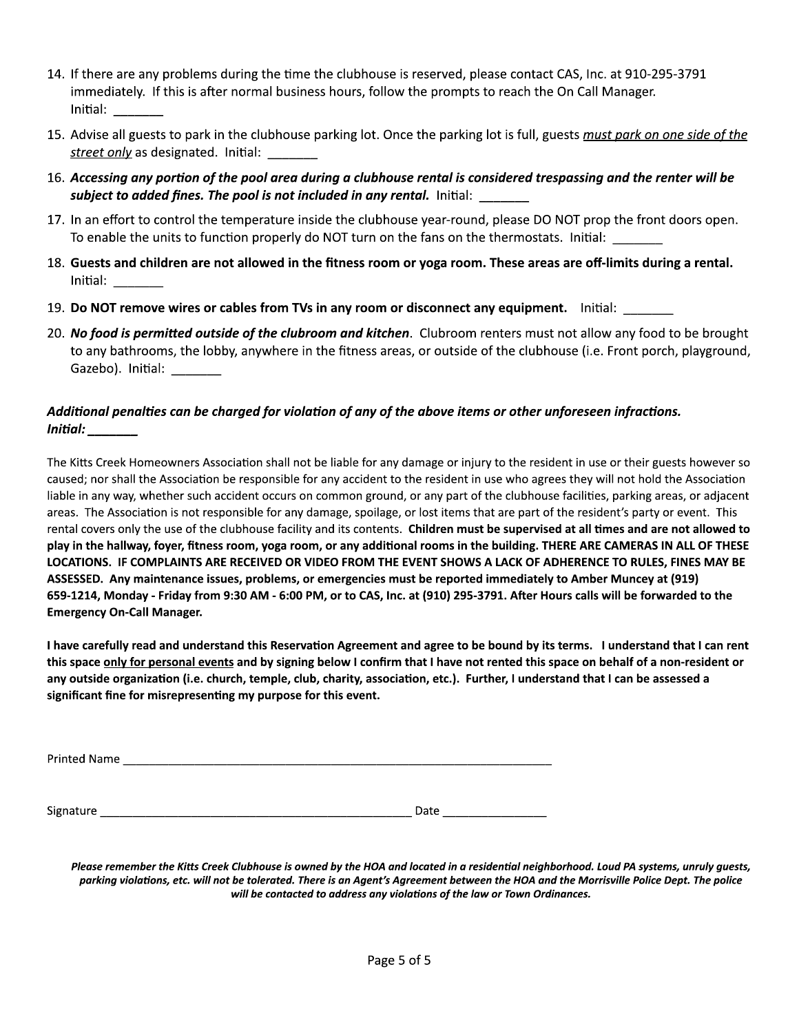14. If there are any problems during the time the clubhouse is reserved, please contact CAS, Inc. at 910-295-3791 immediately. If this is after normal business hours, follow the prompts to reach the On Call Manager. Initial: _______
15. Advise all guests to park in the clubhouse parking lot. Once the parking lot is full, guests <u>*must park on one side of the street only*</u> as designated. Initial: _______
16. ***Accessing any portion of the pool area during a clubhouse rental is considered trespassing and the renter will be subject to added fines. The pool is not included in any rental.*** Initial: _______
17. In an effort to control the temperature inside the clubhouse year-round, please DO NOT prop the front doors open. To enable the units to function properly do NOT turn on the fans on the thermostats. Initial: _______
18. **Guests and children are not allowed in the fitness room or yoga room. These areas are off-limits during a rental.** Initial: _______
19. **Do NOT remove wires or cables from TVs in any room or disconnect any equipment.** Initial: _______
20. ***No food is permitted outside of the clubroom and kitchen***. Clubroom renters must not allow any food to be brought to any bathrooms, the lobby, anywhere in the fitness areas, or outside of the clubhouse (i.e. Front porch, playground, Gazebo). Initial: _______

***Additional penalties can be charged for violation of any of the above items or other unforeseen infractions. Initial: _______***

The Kitts Creek Homeowners Association shall not be liable for any damage or injury to the resident in use or their guests however so caused; nor shall the Association be responsible for any accident to the resident in use who agrees they will not hold the Association liable in any way, whether such accident occurs on common ground, or any part of the clubhouse facilities, parking areas, or adjacent areas. The Association is not responsible for any damage, spoilage, or lost items that are part of the resident's party or event. This rental covers only the use of the clubhouse facility and its contents. **Children must be supervised at all times and are not allowed to play in the hallway, foyer, fitness room, yoga room, or any additional rooms in the building. THERE ARE CAMERAS IN ALL OF THESE LOCATIONS. IF COMPLAINTS ARE RECEIVED OR VIDEO FROM THE EVENT SHOWS A LACK OF ADHERENCE TO RULES, FINES MAY BE ASSESSED. Any maintenance issues, problems, or emergencies must be reported immediately to Amber Muncey at (919) 659-1214, Monday - Friday from 9:30 AM - 6:00 PM, or to CAS, Inc. at (910) 295-3791. After Hours calls will be forwarded to the Emergency On-Call Manager.**

**I have carefully read and understand this Reservation Agreement and agree to be bound by its terms. I understand that I can rent this space <u>only for personal events</u> and by signing below I confirm that I have not rented this space on behalf of a non-resident or any outside organization (i.e. church, temple, club, charity, association, etc.). Further, I understand that I can be assessed a significant fine for misrepresenting my purpose for this event.**

Printed Name ________________________________________________________________

Signature ______________________________________________ Date _______________

***Please remember the Kitts Creek Clubhouse is owned by the HOA and located in a residential neighborhood. Loud PA systems, unruly guests, parking violations, etc. will not be tolerated. There is an Agent's Agreement between the HOA and the Morrisville Police Dept. The police will be contacted to address any violations of the law or Town Ordinances.***